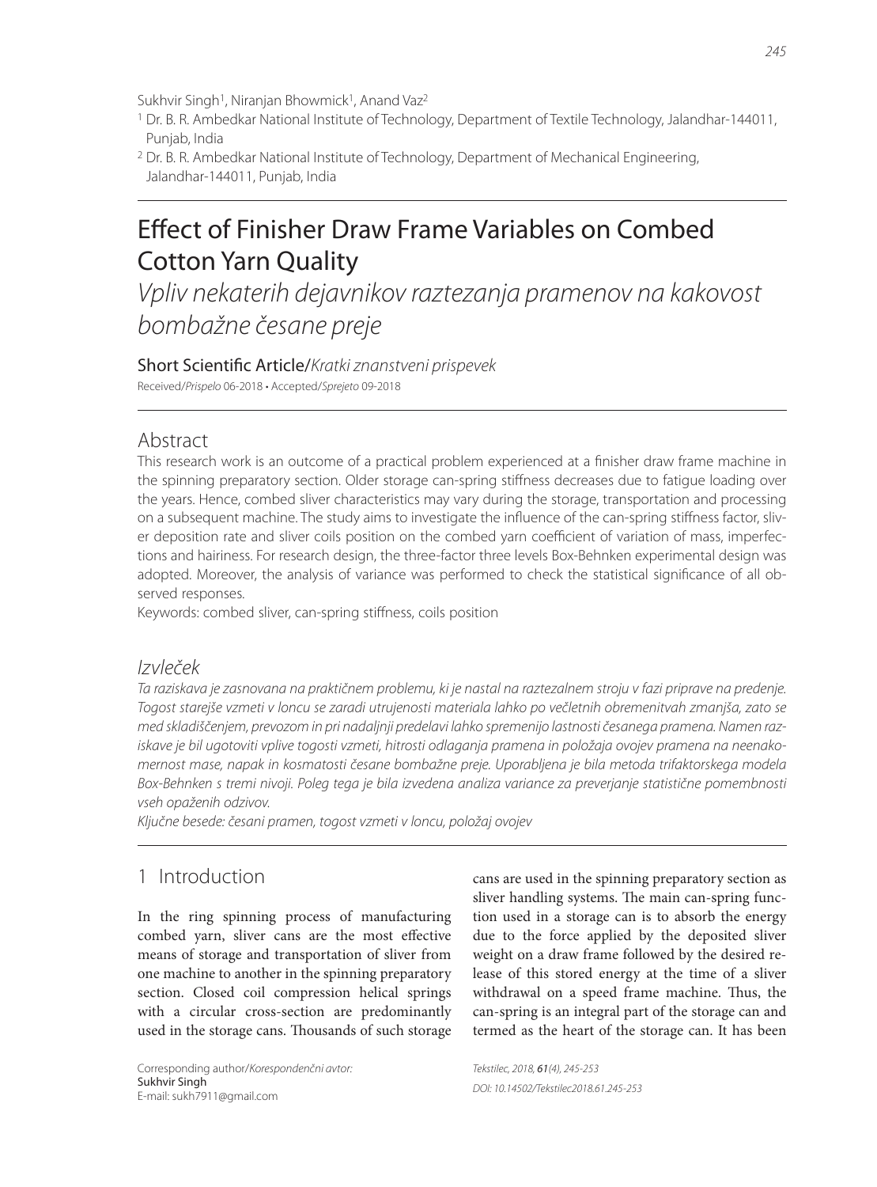Sukhvir Singh[1], Niranjan Bhowmick[1], Anand Vaz[2]

[1] Dr. B. R. Ambedkar National Institute of Technology, Department of Textile Technology, Jalandhar-144011, Punjab, India

[2] Dr. B. R. Ambedkar National Institute of Technology, Department of Mechanical Engineering, Jalandhar-144011, Punjab, India

# Effect of Finisher Draw Frame Variables on Combed Cotton Yarn Quality

*Vpliv nekaterih dejavnikov raztezanja pramenov na kakovost bombažne česane preje*

Short Scientific Article/*Kratki znanstveni prispevek*

Received/*Prispelo* 06-2018 • Accepted/*Sprejeto* 09-2018

## Abstract

This research work is an outcome of a practical problem experienced at a finisher draw frame machine in the spinning preparatory section. Older storage can-spring stiffness decreases due to fatigue loading over the years. Hence, combed sliver characteristics may vary during the storage, transportation and processing on a subsequent machine. The study aims to investigate the influence of the can-spring stiffness factor, sliver deposition rate and sliver coils position on the combed yarn coefficient of variation of mass, imperfections and hairiness. For research design, the three-factor three levels Box-Behnken experimental design was adopted. Moreover, the analysis of variance was performed to check the statistical significance of all observed responses.

Keywords: combed sliver, can-spring stiffness, coils position

## *Izvleček*

*Ta raziskava je zasnovana na praktičnem problemu, ki je nastal na raztezalnem stroju v fazi priprave na predenje. Togost starejše vzmeti v loncu se zaradi utrujenosti materiala lahko po večletnih obremenitvah zmanjša, zato se med skladiščenjem, prevozom in pri nadaljnji predelavi lahko spremenijo lastnosti česanega pramena. Namen raziskave je bil ugotoviti vplive togosti vzmeti, hitrosti odlaganja pramena in položaja ovojev pramena na neenakomernost mase, napak in kosmatosti česane bombažne preje. Uporabljena je bila metoda trifaktorskega modela Box-Behnken s tremi nivoji. Poleg tega je bila izvedena analiza variance za preverjanje statistične pomembnosti vseh opaženih odzivov.*

*Ključne besede: česani pramen, togost vzmeti v loncu, položaj ovojev*

## 1 Introduction

In the ring spinning process of manufacturing combed yarn, sliver cans are the most effective means of storage and transportation of sliver from one machine to another in the spinning preparatory section. Closed coil compression helical springs with a circular cross-section are predominantly used in the storage cans. Thousands of such storage cans are used in the spinning preparatory section as sliver handling systems. The main can-spring function used in a storage can is to absorb the energy due to the force applied by the deposited sliver weight on a draw frame followed by the desired release of this stored energy at the time of a sliver withdrawal on a speed frame machine. Thus, the can-spring is an integral part of the storage can and termed as the heart of the storage can. It has been

Corresponding author/*Korespondenčni avtor:*
Sukhvir Singh
E-mail: sukh7911@gmail.com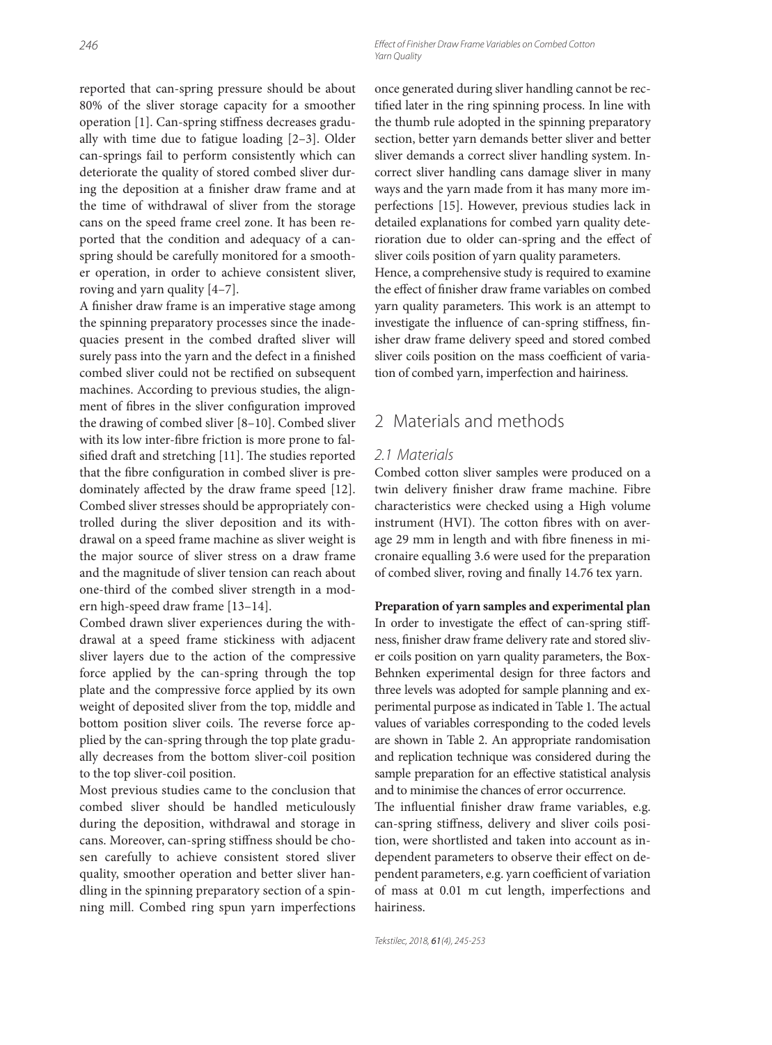reported that can-spring pressure should be about 80% of the sliver storage capacity for a smoother operation [1]. Can-spring stiffness decreases gradually with time due to fatigue loading [2–3]. Older can-springs fail to perform consistently which can deteriorate the quality of stored combed sliver during the deposition at a finisher draw frame and at the time of withdrawal of sliver from the storage cans on the speed frame creel zone. It has been reported that the condition and adequacy of a can-spring should be carefully monitored for a smoother operation, in order to achieve consistent sliver, roving and yarn quality [4–7].

A finisher draw frame is an imperative stage among the spinning preparatory processes since the inadequacies present in the combed drafted sliver will surely pass into the yarn and the defect in a finished combed sliver could not be rectified on subsequent machines. According to previous studies, the alignment of fibres in the sliver configuration improved the drawing of combed sliver [8–10]. Combed sliver with its low inter-fibre friction is more prone to falsified draft and stretching [11]. The studies reported that the fibre configuration in combed sliver is predominately affected by the draw frame speed [12]. Combed sliver stresses should be appropriately controlled during the sliver deposition and its withdrawal on a speed frame machine as sliver weight is the major source of sliver stress on a draw frame and the magnitude of sliver tension can reach about one-third of the combed sliver strength in a modern high-speed draw frame [13–14].

Combed drawn sliver experiences during the withdrawal at a speed frame stickiness with adjacent sliver layers due to the action of the compressive force applied by the can-spring through the top plate and the compressive force applied by its own weight of deposited sliver from the top, middle and bottom position sliver coils. The reverse force applied by the can-spring through the top plate gradually decreases from the bottom sliver-coil position to the top sliver-coil position.

Most previous studies came to the conclusion that combed sliver should be handled meticulously during the deposition, withdrawal and storage in cans. Moreover, can-spring stiffness should be chosen carefully to achieve consistent stored sliver quality, smoother operation and better sliver handling in the spinning preparatory section of a spinning mill. Combed ring spun yarn imperfections once generated during sliver handling cannot be rectified later in the ring spinning process. In line with the thumb rule adopted in the spinning preparatory section, better yarn demands better sliver and better sliver demands a correct sliver handling system. Incorrect sliver handling cans damage sliver in many ways and the yarn made from it has many more imperfections [15]. However, previous studies lack in detailed explanations for combed yarn quality deterioration due to older can-spring and the effect of sliver coils position of yarn quality parameters.

Hence, a comprehensive study is required to examine the effect of finisher draw frame variables on combed yarn quality parameters. This work is an attempt to investigate the influence of can-spring stiffness, finisher draw frame delivery speed and stored combed sliver coils position on the mass coefficient of variation of combed yarn, imperfection and hairiness.

## 2 Materials and methods

### 2.1 Materials

Combed cotton sliver samples were produced on a twin delivery finisher draw frame machine. Fibre characteristics were checked using a High volume instrument (HVI). The cotton fibres with on average 29 mm in length and with fibre fineness in micronaire equalling 3.6 were used for the preparation of combed sliver, roving and finally 14.76 tex yarn.

**Preparation of yarn samples and experimental plan**

In order to investigate the effect of can-spring stiffness, finisher draw frame delivery rate and stored sliver coils position on yarn quality parameters, the Box-Behnken experimental design for three factors and three levels was adopted for sample planning and experimental purpose as indicated in Table 1. The actual values of variables corresponding to the coded levels are shown in Table 2. An appropriate randomisation and replication technique was considered during the sample preparation for an effective statistical analysis and to minimise the chances of error occurrence.

The influential finisher draw frame variables, e.g. can-spring stiffness, delivery and sliver coils position, were shortlisted and taken into account as independent parameters to observe their effect on dependent parameters, e.g. yarn coefficient of variation of mass at 0.01 m cut length, imperfections and hairiness.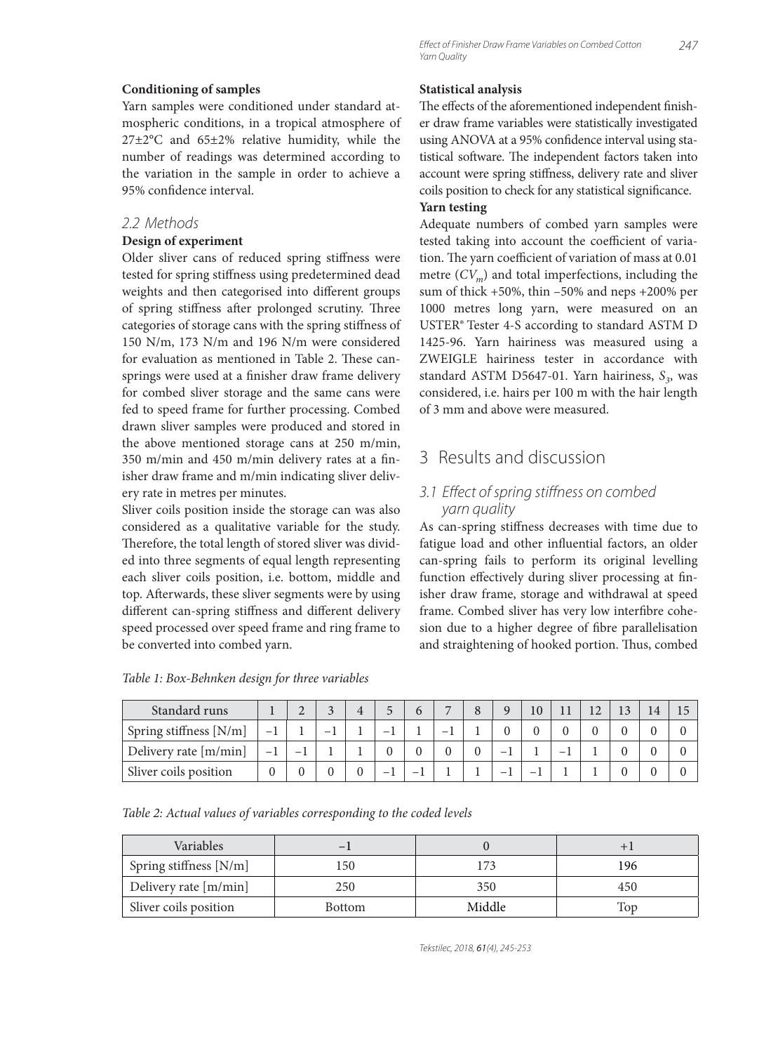**Conditioning of samples**

Yarn samples were conditioned under standard atmospheric conditions, in a tropical atmosphere of 27±2°C and 65±2% relative humidity, while the number of readings was determined according to the variation in the sample in order to achieve a 95% confidence interval.

## 2.2 Methods

**Design of experiment**

Older sliver cans of reduced spring stiffness were tested for spring stiffness using predetermined dead weights and then categorised into different groups of spring stiffness after prolonged scrutiny. Three categories of storage cans with the spring stiffness of 150 N/m, 173 N/m and 196 N/m were considered for evaluation as mentioned in Table 2. These can-springs were used at a finisher draw frame delivery for combed sliver storage and the same cans were fed to speed frame for further processing. Combed drawn sliver samples were produced and stored in the above mentioned storage cans at 250 m/min, 350 m/min and 450 m/min delivery rates at a finisher draw frame and m/min indicating sliver delivery rate in metres per minutes.

Sliver coils position inside the storage can was also considered as a qualitative variable for the study. Therefore, the total length of stored sliver was divided into three segments of equal length representing each sliver coils position, i.e. bottom, middle and top. Afterwards, these sliver segments were by using different can-spring stiffness and different delivery speed processed over speed frame and ring frame to be converted into combed yarn.

**Statistical analysis**

The effects of the aforementioned independent finisher draw frame variables were statistically investigated using ANOVA at a 95% confidence interval using statistical software. The independent factors taken into account were spring stiffness, delivery rate and sliver coils position to check for any statistical significance.

**Yarn testing**

Adequate numbers of combed yarn samples were tested taking into account the coefficient of variation. The yarn coefficient of variation of mass at 0.01 metre ($CV_m$) and total imperfections, including the sum of thick +50%, thin –50% and neps +200% per 1000 metres long yarn, were measured on an USTER® Tester 4-S according to standard ASTM D 1425-96. Yarn hairiness was measured using a ZWEIGLE hairiness tester in accordance with standard ASTM D5647-01. Yarn hairiness, $S_3$, was considered, i.e. hairs per 100 m with the hair length of 3 mm and above were measured.

# 3 Results and discussion

## 3.1 Effect of spring stiffness on combed yarn quality

As can-spring stiffness decreases with time due to fatigue load and other influential factors, an older can-spring fails to perform its original levelling function effectively during sliver processing at finisher draw frame, storage and withdrawal at speed frame. Combed sliver has very low interfibre cohesion due to a higher degree of fibre parallelisation and straightening of hooked portion. Thus, combed

*Table 1: Box-Behnken design for three variables*

| Standard runs | 1 | 2 | 3 | 4 | 5 | 6 | 7 | 8 | 9 | 10 | 11 | 12 | 13 | 14 | 15 |
|---|---|---|---|---|---|---|---|---|---|---|---|---|---|---|---|
| Spring stiffness [N/m] | −1 | 1 | −1 | 1 | −1 | 1 | −1 | 1 | 0 | 0 | 0 | 0 | 0 | 0 | 0 |
| Delivery rate [m/min] | −1 | −1 | 1 | 1 | 0 | 0 | 0 | 0 | −1 | 1 | −1 | 1 | 0 | 0 | 0 |
| Sliver coils position | 0 | 0 | 0 | 0 | −1 | −1 | 1 | 1 | −1 | −1 | 1 | 1 | 0 | 0 | 0 |

*Table 2: Actual values of variables corresponding to the coded levels*

| Variables | −1 | 0 | +1 |
|---|---|---|---|
| Spring stiffness [N/m] | 150 | 173 | 196 |
| Delivery rate [m/min] | 250 | 350 | 450 |
| Sliver coils position | Bottom | Middle | Top |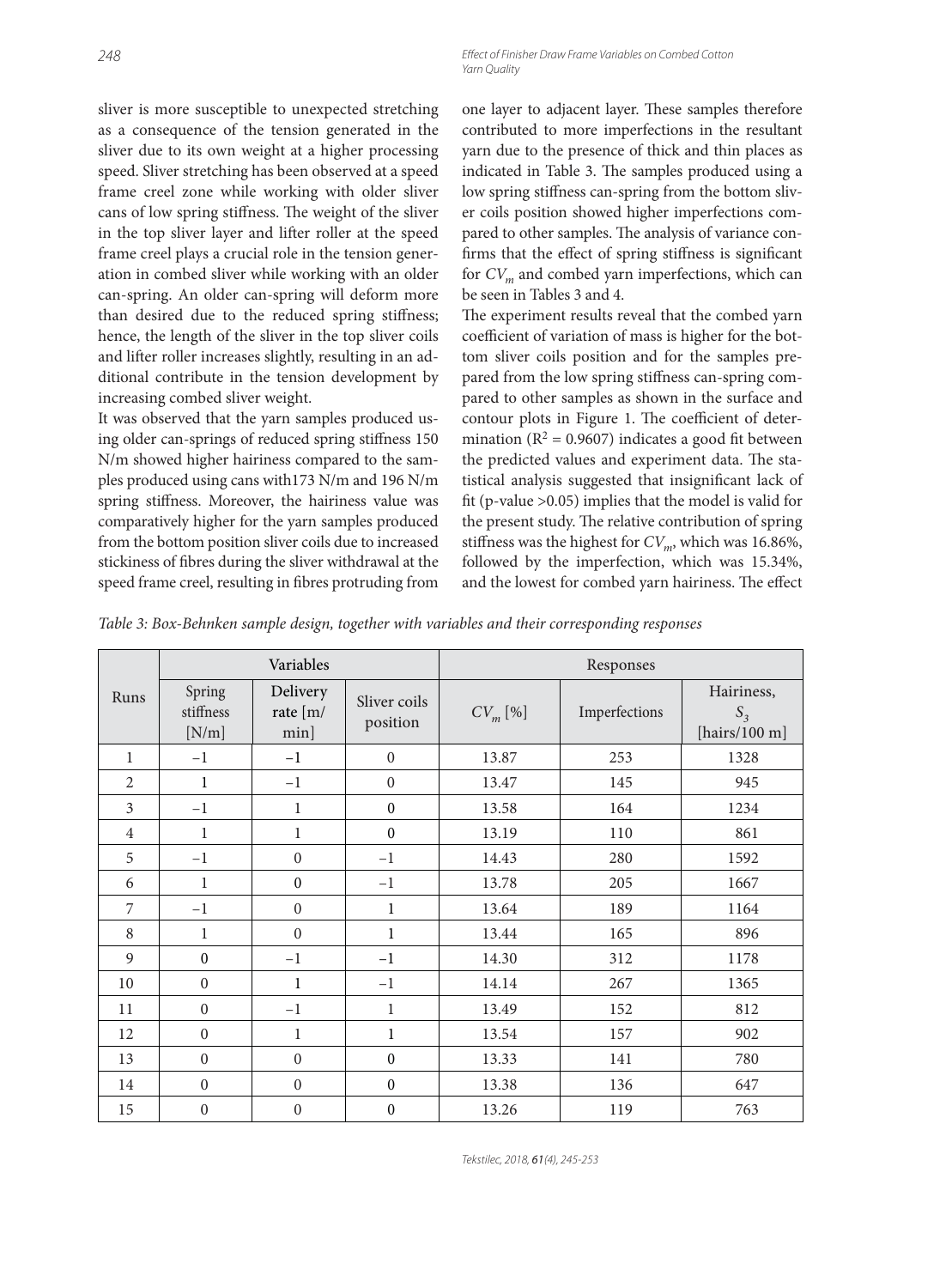sliver is more susceptible to unexpected stretching as a consequence of the tension generated in the sliver due to its own weight at a higher processing speed. Sliver stretching has been observed at a speed frame creel zone while working with older sliver cans of low spring stiffness. The weight of the sliver in the top sliver layer and lifter roller at the speed frame creel plays a crucial role in the tension generation in combed sliver while working with an older can-spring. An older can-spring will deform more than desired due to the reduced spring stiffness; hence, the length of the sliver in the top sliver coils and lifter roller increases slightly, resulting in an additional contribute in the tension development by increasing combed sliver weight.

It was observed that the yarn samples produced using older can-springs of reduced spring stiffness 150 N/m showed higher hairiness compared to the samples produced using cans with173 N/m and 196 N/m spring stiffness. Moreover, the hairiness value was comparatively higher for the yarn samples produced from the bottom position sliver coils due to increased stickiness of fibres during the sliver withdrawal at the speed frame creel, resulting in fibres protruding from one layer to adjacent layer. These samples therefore contributed to more imperfections in the resultant yarn due to the presence of thick and thin places as indicated in Table 3. The samples produced using a low spring stiffness can-spring from the bottom sliver coils position showed higher imperfections compared to other samples. The analysis of variance confirms that the effect of spring stiffness is significant for $CV_m$ and combed yarn imperfections, which can be seen in Tables 3 and 4.

The experiment results reveal that the combed yarn coefficient of variation of mass is higher for the bottom sliver coils position and for the samples prepared from the low spring stiffness can-spring compared to other samples as shown in the surface and contour plots in Figure 1. The coefficient of determination ($R^2$ = 0.9607) indicates a good fit between the predicted values and experiment data. The statistical analysis suggested that insignificant lack of fit (p-value >0.05) implies that the model is valid for the present study. The relative contribution of spring stiffness was the highest for $CV_m$, which was 16.86%, followed by the imperfection, which was 15.34%, and the lowest for combed yarn hairiness. The effect

*Table 3: Box-Behnken sample design, together with variables and their corresponding responses*

| Runs | Variables | | | Responses | | |
|---|---|---|---|---|---|---|
| | Spring stiffness [N/m] | Delivery rate [m/min] | Sliver coils position | $CV_m$ [%] | Imperfections | Hairiness, $S_3$ [hairs/100 m] |
| 1 | −1 | −1 | 0 | 13.87 | 253 | 1328 |
| 2 | 1 | −1 | 0 | 13.47 | 145 | 945 |
| 3 | −1 | 1 | 0 | 13.58 | 164 | 1234 |
| 4 | 1 | 1 | 0 | 13.19 | 110 | 861 |
| 5 | −1 | 0 | −1 | 14.43 | 280 | 1592 |
| 6 | 1 | 0 | −1 | 13.78 | 205 | 1667 |
| 7 | −1 | 0 | 1 | 13.64 | 189 | 1164 |
| 8 | 1 | 0 | 1 | 13.44 | 165 | 896 |
| 9 | 0 | −1 | −1 | 14.30 | 312 | 1178 |
| 10 | 0 | 1 | −1 | 14.14 | 267 | 1365 |
| 11 | 0 | −1 | 1 | 13.49 | 152 | 812 |
| 12 | 0 | 1 | 1 | 13.54 | 157 | 902 |
| 13 | 0 | 0 | 0 | 13.33 | 141 | 780 |
| 14 | 0 | 0 | 0 | 13.38 | 136 | 647 |
| 15 | 0 | 0 | 0 | 13.26 | 119 | 763 |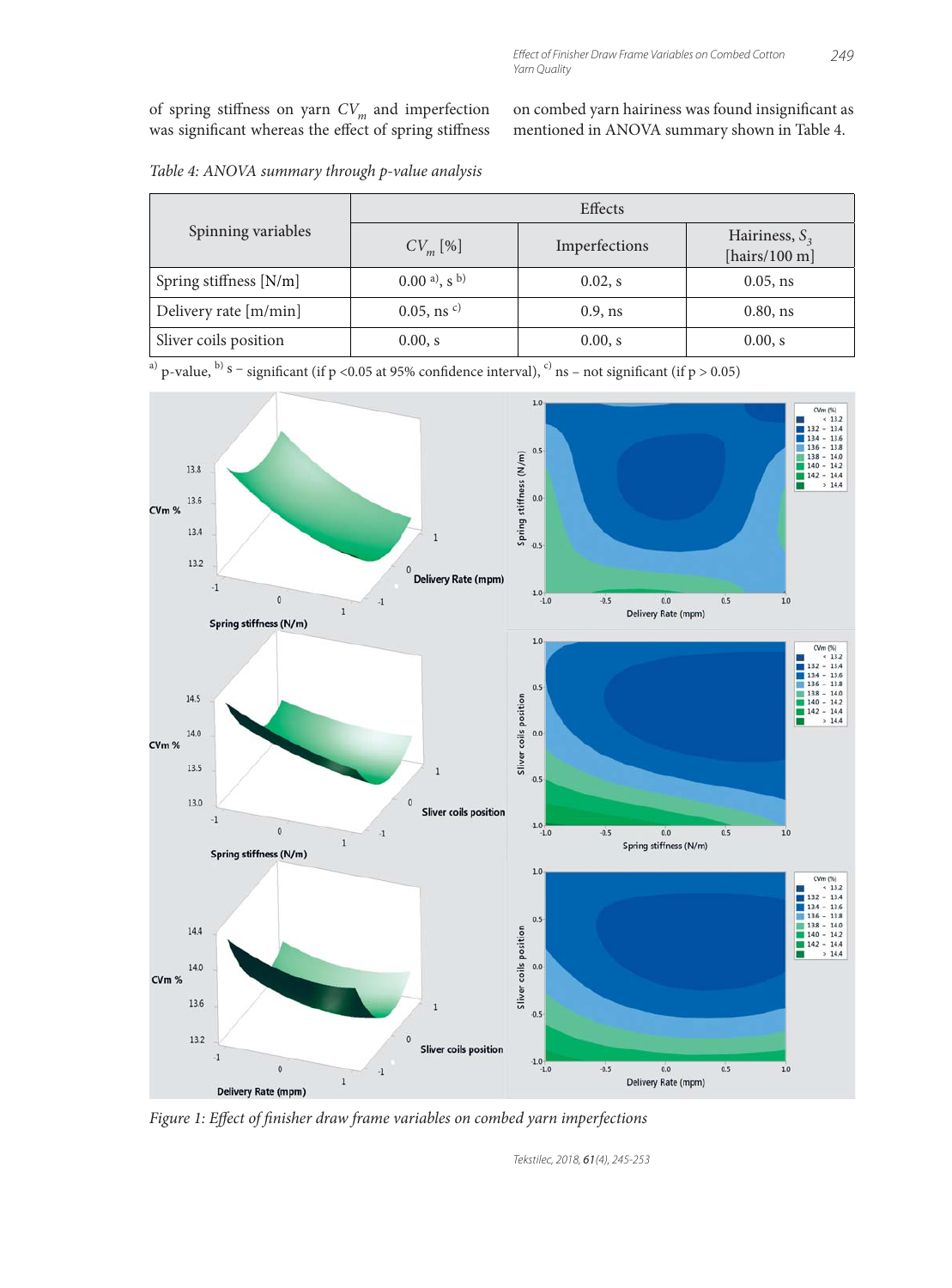of spring stiffness on yarn $CV_m$ and imperfection was significant whereas the effect of spring stiffness on combed yarn hairiness was found insignificant as mentioned in ANOVA summary shown in Table 4.

*Table 4: ANOVA summary through p-value analysis*

| Spinning variables | Effects | | |
|---|---|---|---|
| | $CV_m$ [%] | Imperfections | Hairiness, $S_3$ [hairs/100 m] |
| Spring stiffness [N/m] | 0.00 [a], s [b] | 0.02, s | 0.05, ns |
| Delivery rate [m/min] | 0.05, ns [c] | 0.9, ns | 0.80, ns |
| Sliver coils position | 0.00, s | 0.00, s | 0.00, s |

[a] p-value, [b] s – significant (if p <0.05 at 95% confidence interval), [c] ns – not significant (if p > 0.05)

*Figure 1: Effect of finisher draw frame variables on combed yarn imperfections*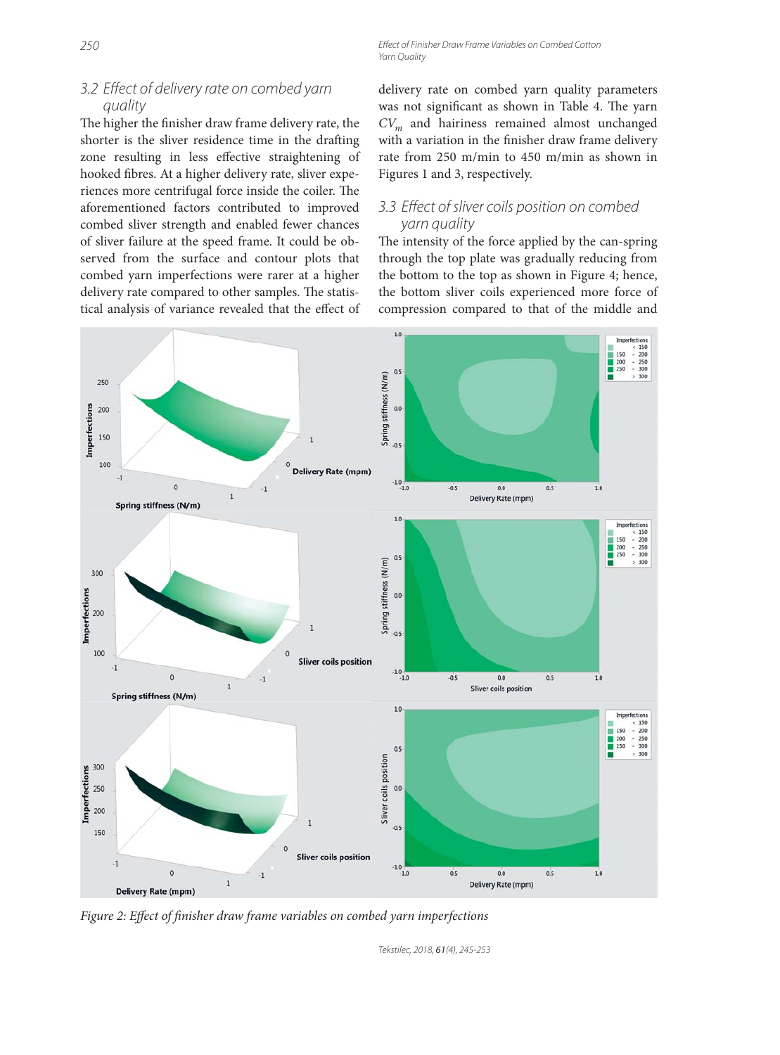### 3.2 Effect of delivery rate on combed yarn quality

The higher the finisher draw frame delivery rate, the shorter is the sliver residence time in the drafting zone resulting in less effective straightening of hooked fibres. At a higher delivery rate, sliver experiences more centrifugal force inside the coiler. The aforementioned factors contributed to improved combed sliver strength and enabled fewer chances of sliver failure at the speed frame. It could be observed from the surface and contour plots that combed yarn imperfections were rarer at a higher delivery rate compared to other samples. The statistical analysis of variance revealed that the effect of delivery rate on combed yarn quality parameters was not significant as shown in Table 4. The yarn $CV_m$ and hairiness remained almost unchanged with a variation in the finisher draw frame delivery rate from 250 m/min to 450 m/min as shown in Figures 1 and 3, respectively.

### 3.3 Effect of sliver coils position on combed yarn quality

The intensity of the force applied by the can-spring through the top plate was gradually reducing from the bottom to the top as shown in Figure 4; hence, the bottom sliver coils experienced more force of compression compared to that of the middle and

*Figure 2: Effect of finisher draw frame variables on combed yarn imperfections*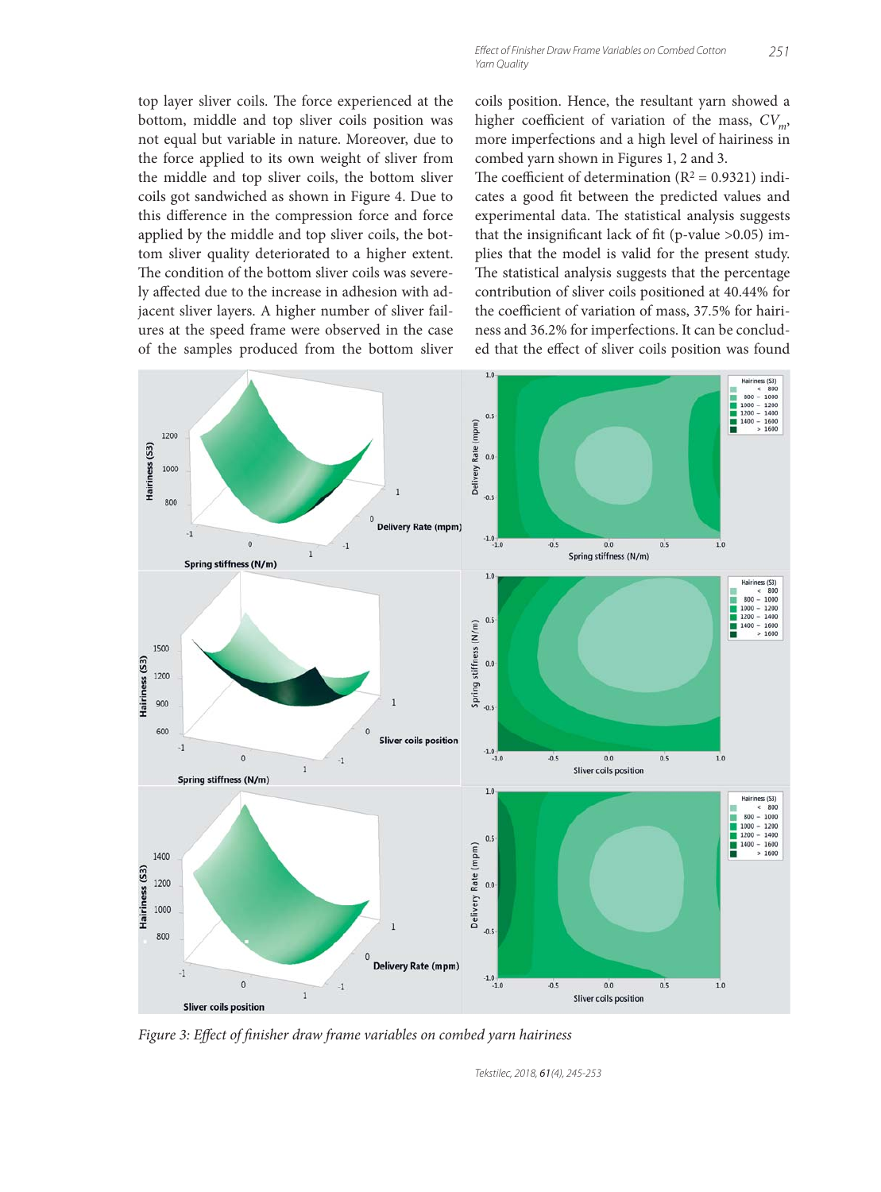top layer sliver coils. The force experienced at the bottom, middle and top sliver coils position was not equal but variable in nature. Moreover, due to the force applied to its own weight of sliver from the middle and top sliver coils, the bottom sliver coils got sandwiched as shown in Figure 4. Due to this difference in the compression force and force applied by the middle and top sliver coils, the bottom sliver quality deteriorated to a higher extent. The condition of the bottom sliver coils was severely affected due to the increase in adhesion with adjacent sliver layers. A higher number of sliver failures at the speed frame were observed in the case of the samples produced from the bottom sliver coils position. Hence, the resultant yarn showed a higher coefficient of variation of the mass, $CV_m$, more imperfections and a high level of hairiness in combed yarn shown in Figures 1, 2 and 3.

The coefficient of determination ($R^2 = 0.9321$) indicates a good fit between the predicted values and experimental data. The statistical analysis suggests that the insignificant lack of fit (p-value >0.05) implies that the model is valid for the present study. The statistical analysis suggests that the percentage contribution of sliver coils positioned at 40.44% for the coefficient of variation of mass, 37.5% for hairiness and 36.2% for imperfections. It can be concluded that the effect of sliver coils position was found

*Figure 3: Effect of finisher draw frame variables on combed yarn hairiness*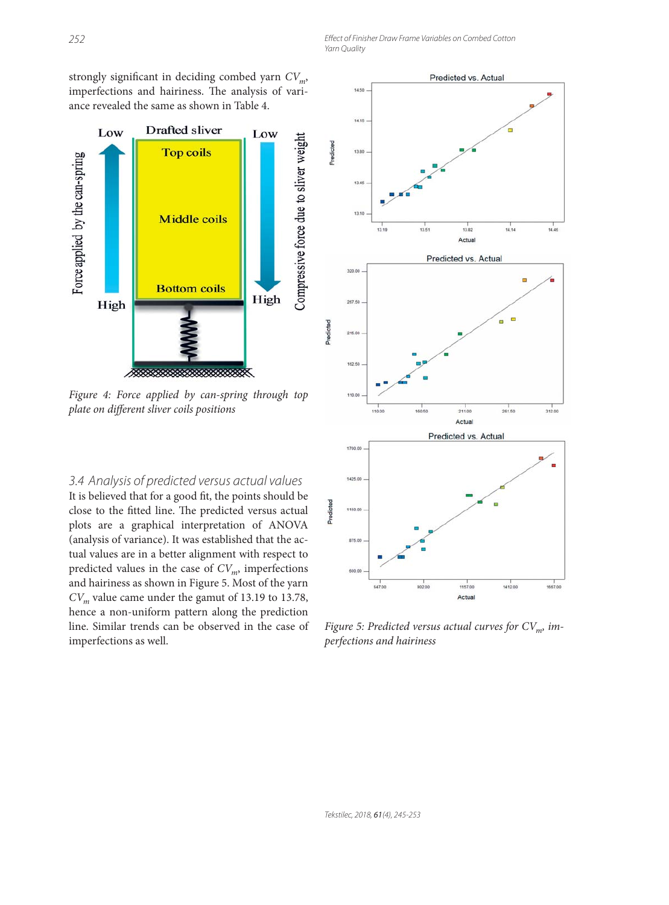strongly significant in deciding combed yarn $CV_m$, imperfections and hairiness. The analysis of variance revealed the same as shown in Table 4.

*Figure 4: Force applied by can-spring through top plate on different sliver coils positions*

### 3.4 Analysis of predicted versus actual values

It is believed that for a good fit, the points should be close to the fitted line. The predicted versus actual plots are a graphical interpretation of ANOVA (analysis of variance). It was established that the actual values are in a better alignment with respect to predicted values in the case of $CV_m$, imperfections and hairiness as shown in Figure 5. Most of the yarn $CV_m$ value came under the gamut of 13.19 to 13.78, hence a non-uniform pattern along the prediction line. Similar trends can be observed in the case of imperfections as well.

*Figure 5: Predicted versus actual curves for $CV_m$, imperfections and hairiness*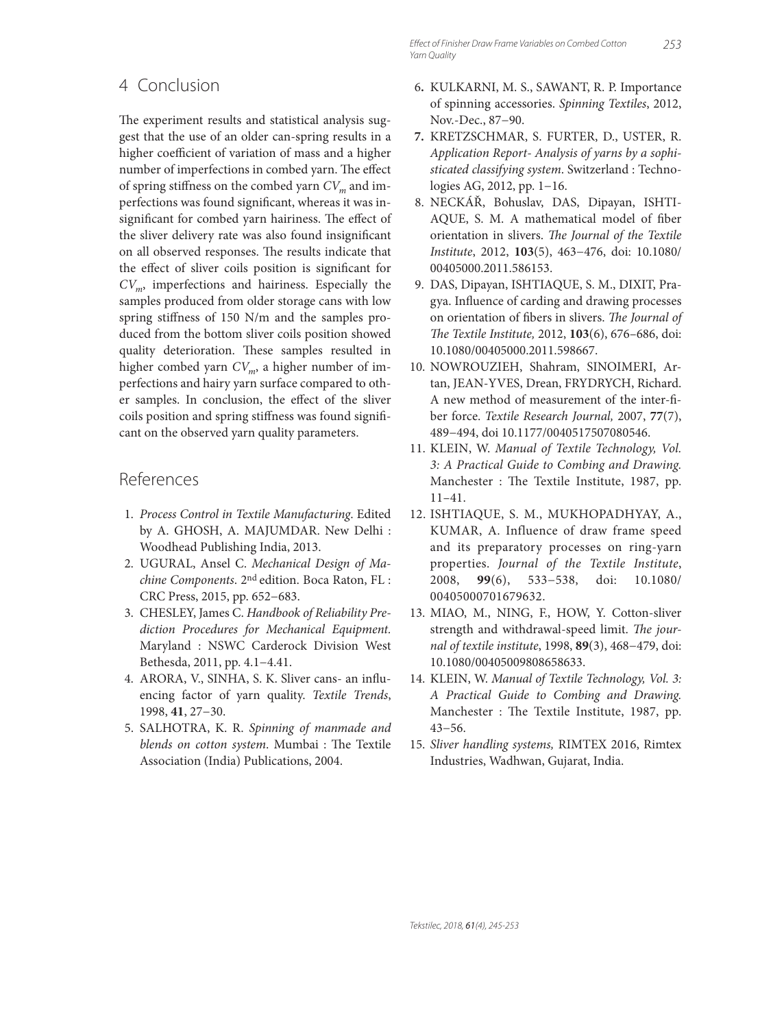## 4 Conclusion

The experiment results and statistical analysis suggest that the use of an older can-spring results in a higher coefficient of variation of mass and a higher number of imperfections in combed yarn. The effect of spring stiffness on the combed yarn $CV_m$ and imperfections was found significant, whereas it was insignificant for combed yarn hairiness. The effect of the sliver delivery rate was also found insignificant on all observed responses. The results indicate that the effect of sliver coils position is significant for $CV_m$, imperfections and hairiness. Especially the samples produced from older storage cans with low spring stiffness of 150 N/m and the samples produced from the bottom sliver coils position showed quality deterioration. These samples resulted in higher combed yarn $CV_m$, a higher number of imperfections and hairy yarn surface compared to other samples. In conclusion, the effect of the sliver coils position and spring stiffness was found significant on the observed yarn quality parameters.

## References

1. *Process Control in Textile Manufacturing*. Edited by A. GHOSH, A. MAJUMDAR. New Delhi : Woodhead Publishing India, 2013.
2. UGURAL, Ansel C. *Mechanical Design of Machine Components*. 2nd edition. Boca Raton, FL : CRC Press, 2015, pp. 652−683.
3. CHESLEY, James C. *Handbook of Reliability Prediction Procedures for Mechanical Equipment.* Maryland : NSWC Carderock Division West Bethesda, 2011, pp. 4.1−4.41.
4. ARORA, V., SINHA, S. K. Sliver cans- an influencing factor of yarn quality. *Textile Trends*, 1998, **41**, 27−30.
5. SALHOTRA, K. R. *Spinning of manmade and blends on cotton system*. Mumbai : The Textile Association (India) Publications, 2004.
6. KULKARNI, M. S., SAWANT, R. P. Importance of spinning accessories. *Spinning Textiles*, 2012, Nov.-Dec., 87−90.
7. KRETZSCHMAR, S. FURTER, D., USTER, R. *Application Report- Analysis of yarns by a sophisticated classifying system*. Switzerland : Technologies AG, 2012, pp. 1−16.
8. NECKÁŘ, Bohuslav, DAS, Dipayan, ISHTIAQUE, S. M. A mathematical model of fiber orientation in slivers. *The Journal of the Textile Institute*, 2012, **103**(5), 463−476, doi: 10.1080/00405000.2011.586153.
9. DAS, Dipayan, ISHTIAQUE, S. M., DIXIT, Pragya. Influence of carding and drawing processes on orientation of fibers in slivers. *The Journal of The Textile Institute,* 2012, **103**(6), 676−686, doi: 10.1080/00405000.2011.598667.
10. NOWROUZIEH, Shahram, SINOIMERI, Artan, JEAN-YVES, Drean, FRYDRYCH, Richard. A new method of measurement of the inter-fiber force. *Textile Research Journal,* 2007, **77**(7), 489−494, doi 10.1177/0040517507080546.
11. KLEIN, W. *Manual of Textile Technology, Vol. 3: A Practical Guide to Combing and Drawing.* Manchester : The Textile Institute, 1987, pp. 11−41.
12. ISHTIAQUE, S. M., MUKHOPADHYAY, A., KUMAR, A. Influence of draw frame speed and its preparatory processes on ring-yarn properties. *Journal of the Textile Institute*, 2008, **99**(6), 533−538, doi: 10.1080/00405000701679632.
13. MIAO, M., NING, F., HOW, Y. Cotton-sliver strength and withdrawal-speed limit. *The journal of textile institute*, 1998, **89**(3), 468−479, doi: 10.1080/00405009808658633.
14. KLEIN, W. *Manual of Textile Technology, Vol. 3: A Practical Guide to Combing and Drawing.* Manchester : The Textile Institute, 1987, pp. 43−56.
15. *Sliver handling systems,* RIMTEX 2016, Rimtex Industries, Wadhwan, Gujarat, India.